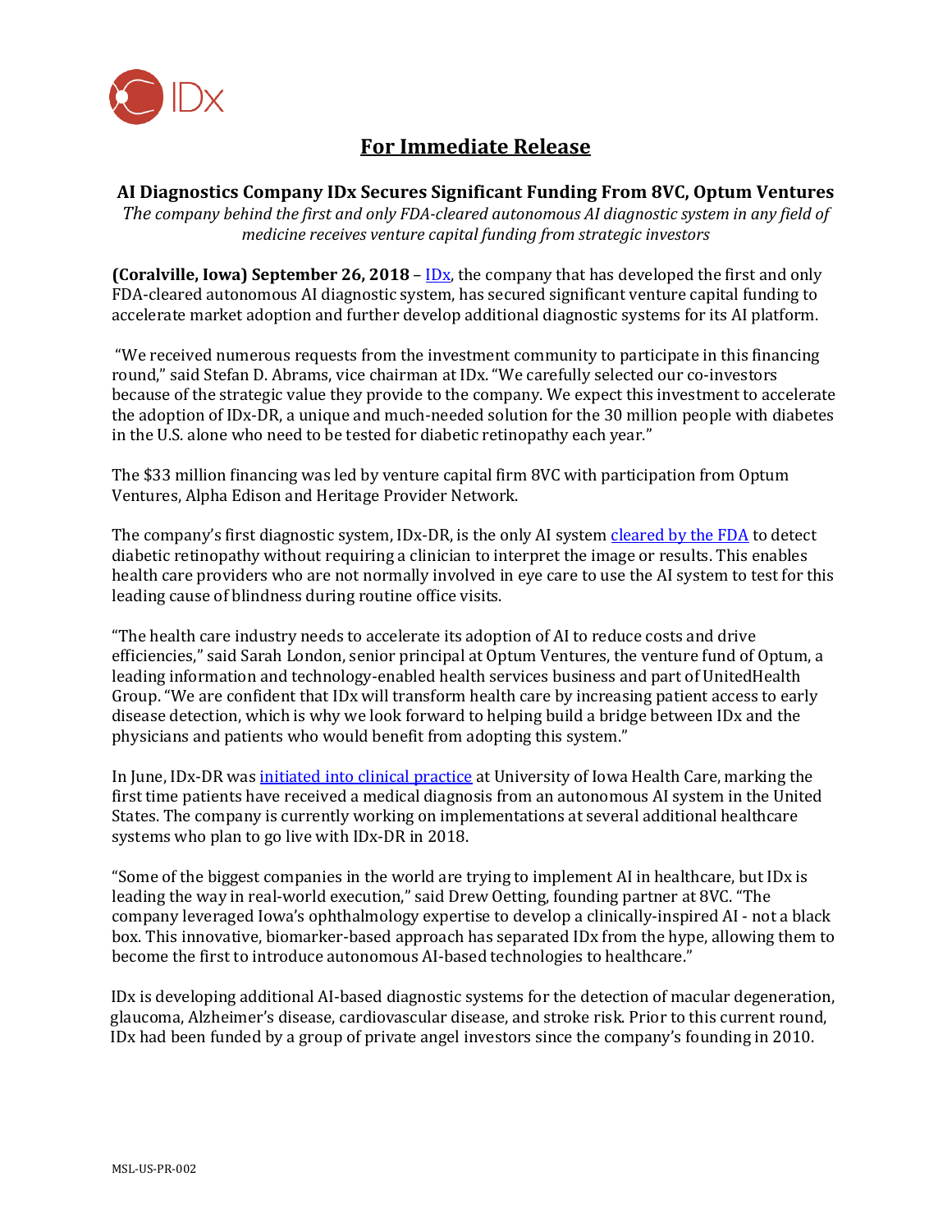IDx

# For Immediate Release

## AI Diagnostics Company IDx Secures Significant Funding From 8VC, Optum Ventures

*The company behind the first and only FDA-cleared autonomous AI diagnostic system in any field of medicine receives venture capital funding from strategic investors*

**(Coralville, Iowa) September 26, 2018** – [IDx](), the company that has developed the first and only FDA-cleared autonomous AI diagnostic system, has secured significant venture capital funding to accelerate market adoption and further develop additional diagnostic systems for its AI platform.

"We received numerous requests from the investment community to participate in this financing round," said Stefan D. Abrams, vice chairman at IDx. "We carefully selected our co-investors because of the strategic value they provide to the company. We expect this investment to accelerate the adoption of IDx-DR, a unique and much-needed solution for the 30 million people with diabetes in the U.S. alone who need to be tested for diabetic retinopathy each year."

The $33 million financing was led by venture capital firm 8VC with participation from Optum Ventures, Alpha Edison and Heritage Provider Network.

The company's first diagnostic system, IDx-DR, is the only AI system [cleared by the FDA]() to detect diabetic retinopathy without requiring a clinician to interpret the image or results. This enables health care providers who are not normally involved in eye care to use the AI system to test for this leading cause of blindness during routine office visits.

"The health care industry needs to accelerate its adoption of AI to reduce costs and drive efficiencies," said Sarah London, senior principal at Optum Ventures, the venture fund of Optum, a leading information and technology-enabled health services business and part of UnitedHealth Group. "We are confident that IDx will transform health care by increasing patient access to early disease detection, which is why we look forward to helping build a bridge between IDx and the physicians and patients who would benefit from adopting this system."

In June, IDx-DR was [initiated into clinical practice]() at University of Iowa Health Care, marking the first time patients have received a medical diagnosis from an autonomous AI system in the United States. The company is currently working on implementations at several additional healthcare systems who plan to go live with IDx-DR in 2018.

"Some of the biggest companies in the world are trying to implement AI in healthcare, but IDx is leading the way in real-world execution," said Drew Oetting, founding partner at 8VC. "The company leveraged Iowa's ophthalmology expertise to develop a clinically-inspired AI - not a black box. This innovative, biomarker-based approach has separated IDx from the hype, allowing them to become the first to introduce autonomous AI-based technologies to healthcare."

IDx is developing additional AI-based diagnostic systems for the detection of macular degeneration, glaucoma, Alzheimer's disease, cardiovascular disease, and stroke risk. Prior to this current round, IDx had been funded by a group of private angel investors since the company's founding in 2010.

MSL-US-PR-002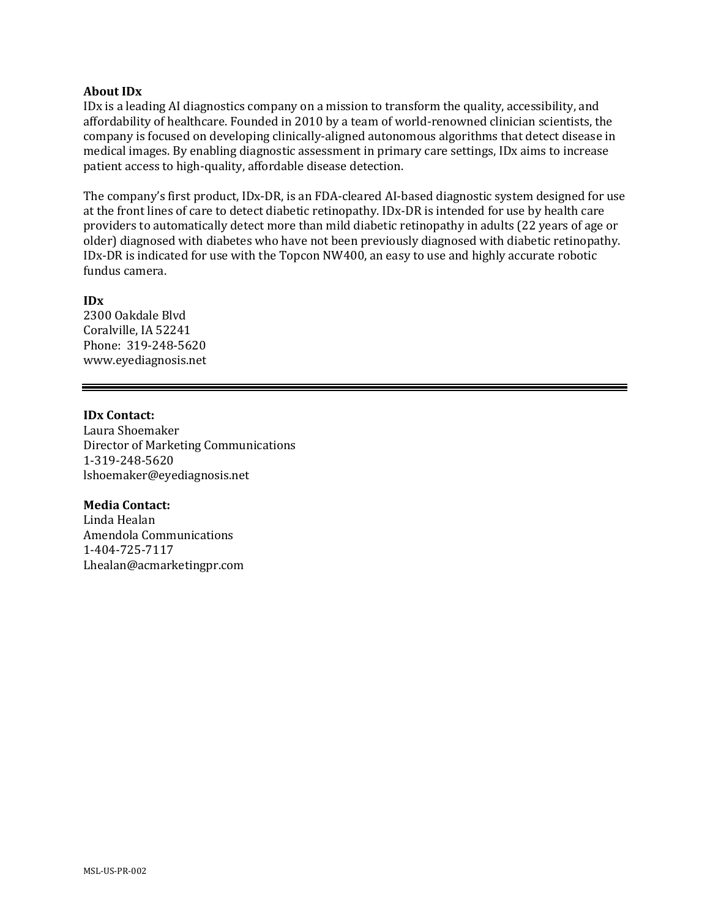**About IDx**

IDx is a leading AI diagnostics company on a mission to transform the quality, accessibility, and affordability of healthcare. Founded in 2010 by a team of world-renowned clinician scientists, the company is focused on developing clinically-aligned autonomous algorithms that detect disease in medical images. By enabling diagnostic assessment in primary care settings, IDx aims to increase patient access to high-quality, affordable disease detection.

The company's first product, IDx-DR, is an FDA-cleared AI-based diagnostic system designed for use at the front lines of care to detect diabetic retinopathy. IDx-DR is intended for use by health care providers to automatically detect more than mild diabetic retinopathy in adults (22 years of age or older) diagnosed with diabetes who have not been previously diagnosed with diabetic retinopathy. IDx-DR is indicated for use with the Topcon NW400, an easy to use and highly accurate robotic fundus camera.

**IDx**
2300 Oakdale Blvd
Coralville, IA 52241
Phone: 319-248-5620
www.eyediagnosis.net

---

**IDx Contact:**
Laura Shoemaker
Director of Marketing Communications
1-319-248-5620
lshoemaker@eyediagnosis.net

**Media Contact:**
Linda Healan
Amendola Communications
1-404-725-7117
Lhealan@acmarketingpr.com

MSL-US-PR-002